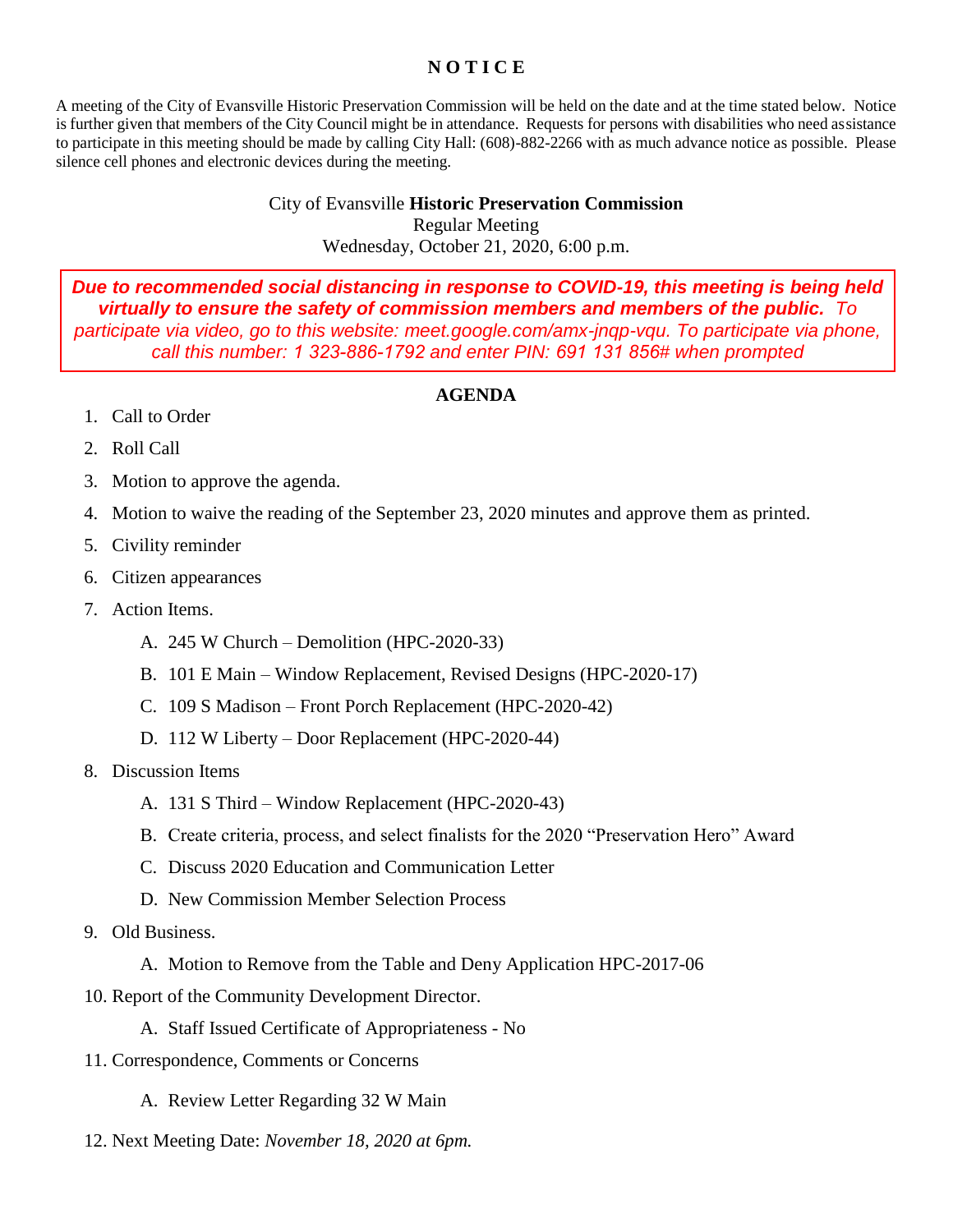# N O T I C E

A meeting of the City of Evansville Historic Preservation Commission will be held on the date and at the time stated below. Notice is further given that members of the City Council might be in attendance. Requests for persons with disabilities who need assistance to participate in this meeting should be made by calling City Hall: (608)-882-2266 with as much advance notice as possible. Please silence cell phones and electronic devices during the meeting.

City of Evansville **Historic Preservation Commission**
Regular Meeting
Wednesday, October 21, 2020, 6:00 p.m.

***Due to recommended social distancing in response to COVID-19, this meeting is being held virtually to ensure the safety of commission members and members of the public.*** *To participate via video, go to this website: meet.google.com/amx-jnqp-vqu. To participate via phone, call this number: 1 323-886-1792 and enter PIN: 691 131 856# when prompted*

## AGENDA

1. Call to Order
2. Roll Call
3. Motion to approve the agenda.
4. Motion to waive the reading of the September 23, 2020 minutes and approve them as printed.
5. Civility reminder
6. Citizen appearances
7. Action Items.
   A. 245 W Church – Demolition (HPC-2020-33)
   B. 101 E Main – Window Replacement, Revised Designs (HPC-2020-17)
   C. 109 S Madison – Front Porch Replacement (HPC-2020-42)
   D. 112 W Liberty – Door Replacement (HPC-2020-44)
8. Discussion Items
   A. 131 S Third – Window Replacement (HPC-2020-43)
   B. Create criteria, process, and select finalists for the 2020 “Preservation Hero” Award
   C. Discuss 2020 Education and Communication Letter
   D. New Commission Member Selection Process
9. Old Business.
   A. Motion to Remove from the Table and Deny Application HPC-2017-06
10. Report of the Community Development Director.
    A. Staff Issued Certificate of Appropriateness - No
11. Correspondence, Comments or Concerns
    A. Review Letter Regarding 32 W Main
12. Next Meeting Date: *November 18, 2020 at 6pm.*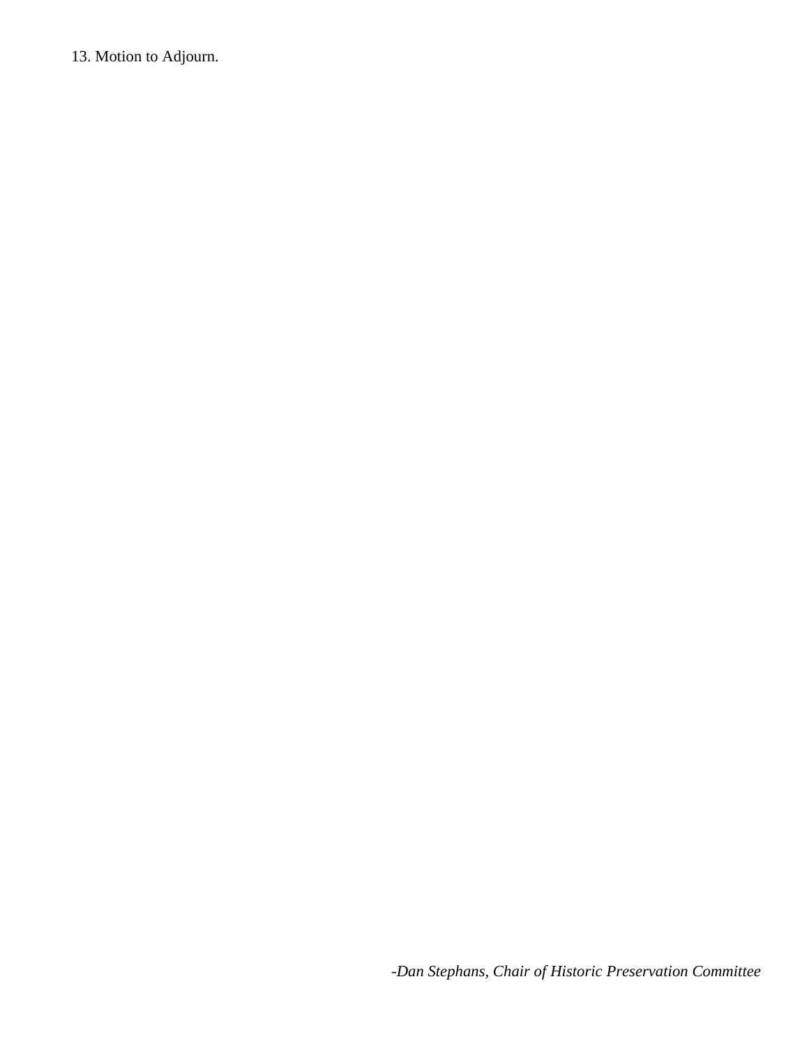13. Motion to Adjourn.

*-Dan Stephans, Chair of Historic Preservation Committee*